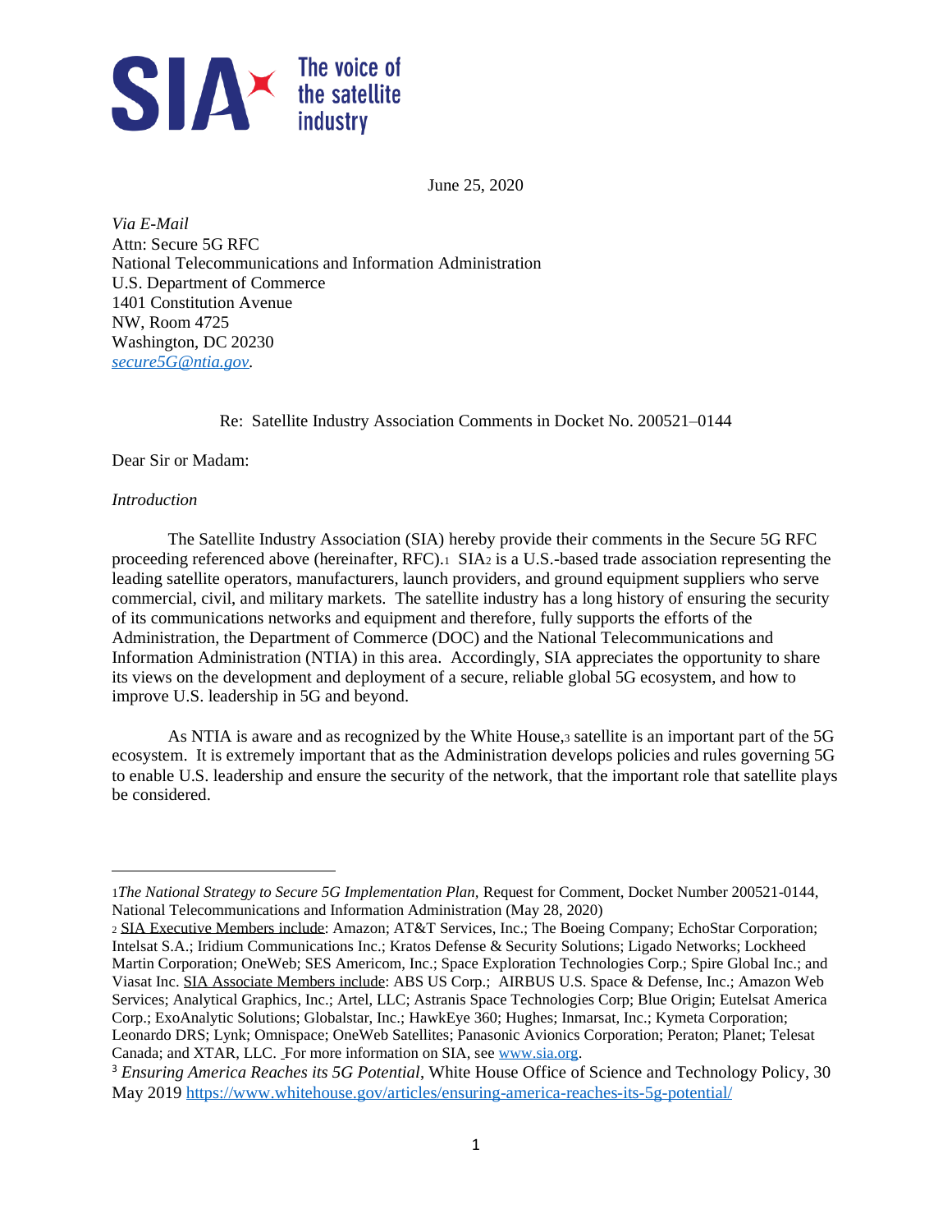SIA The voice of the satellite industry

June 25, 2020

*Via E-Mail*
Attn: Secure 5G RFC
National Telecommunications and Information Administration
U.S. Department of Commerce
1401 Constitution Avenue
NW, Room 4725
Washington, DC 20230
*secure5G@ntia.gov*.

Re: Satellite Industry Association Comments in Docket No. 200521–0144

Dear Sir or Madam:

*Introduction*

The Satellite Industry Association (SIA) hereby provide their comments in the Secure 5G RFC proceeding referenced above (hereinafter, RFC).[1] SIA[2] is a U.S.-based trade association representing the leading satellite operators, manufacturers, launch providers, and ground equipment suppliers who serve commercial, civil, and military markets. The satellite industry has a long history of ensuring the security of its communications networks and equipment and therefore, fully supports the efforts of the Administration, the Department of Commerce (DOC) and the National Telecommunications and Information Administration (NTIA) in this area. Accordingly, SIA appreciates the opportunity to share its views on the development and deployment of a secure, reliable global 5G ecosystem, and how to improve U.S. leadership in 5G and beyond.

As NTIA is aware and as recognized by the White House,[3] satellite is an important part of the 5G ecosystem. It is extremely important that as the Administration develops policies and rules governing 5G to enable U.S. leadership and ensure the security of the network, that the important role that satellite plays be considered.

---

[1] *The National Strategy to Secure 5G Implementation Plan,* Request for Comment, Docket Number 200521-0144, National Telecommunications and Information Administration (May 28, 2020)

[2] SIA Executive Members include: Amazon; AT&T Services, Inc.; The Boeing Company; EchoStar Corporation; Intelsat S.A.; Iridium Communications Inc.; Kratos Defense & Security Solutions; Ligado Networks; Lockheed Martin Corporation; OneWeb; SES Americom, Inc.; Space Exploration Technologies Corp.; Spire Global Inc.; and Viasat Inc. SIA Associate Members include: ABS US Corp.; AIRBUS U.S. Space & Defense, Inc.; Amazon Web Services; Analytical Graphics, Inc.; Artel, LLC; Astranis Space Technologies Corp; Blue Origin; Eutelsat America Corp.; ExoAnalytic Solutions; Globalstar, Inc.; HawkEye 360; Hughes; Inmarsat, Inc.; Kymeta Corporation; Leonardo DRS; Lynk; Omnispace; OneWeb Satellites; Panasonic Avionics Corporation; Peraton; Planet; Telesat Canada; and XTAR, LLC. For more information on SIA, see www.sia.org.

[3] *Ensuring America Reaches its 5G Potential*, White House Office of Science and Technology Policy, 30 May 2019 https://www.whitehouse.gov/articles/ensuring-america-reaches-its-5g-potential/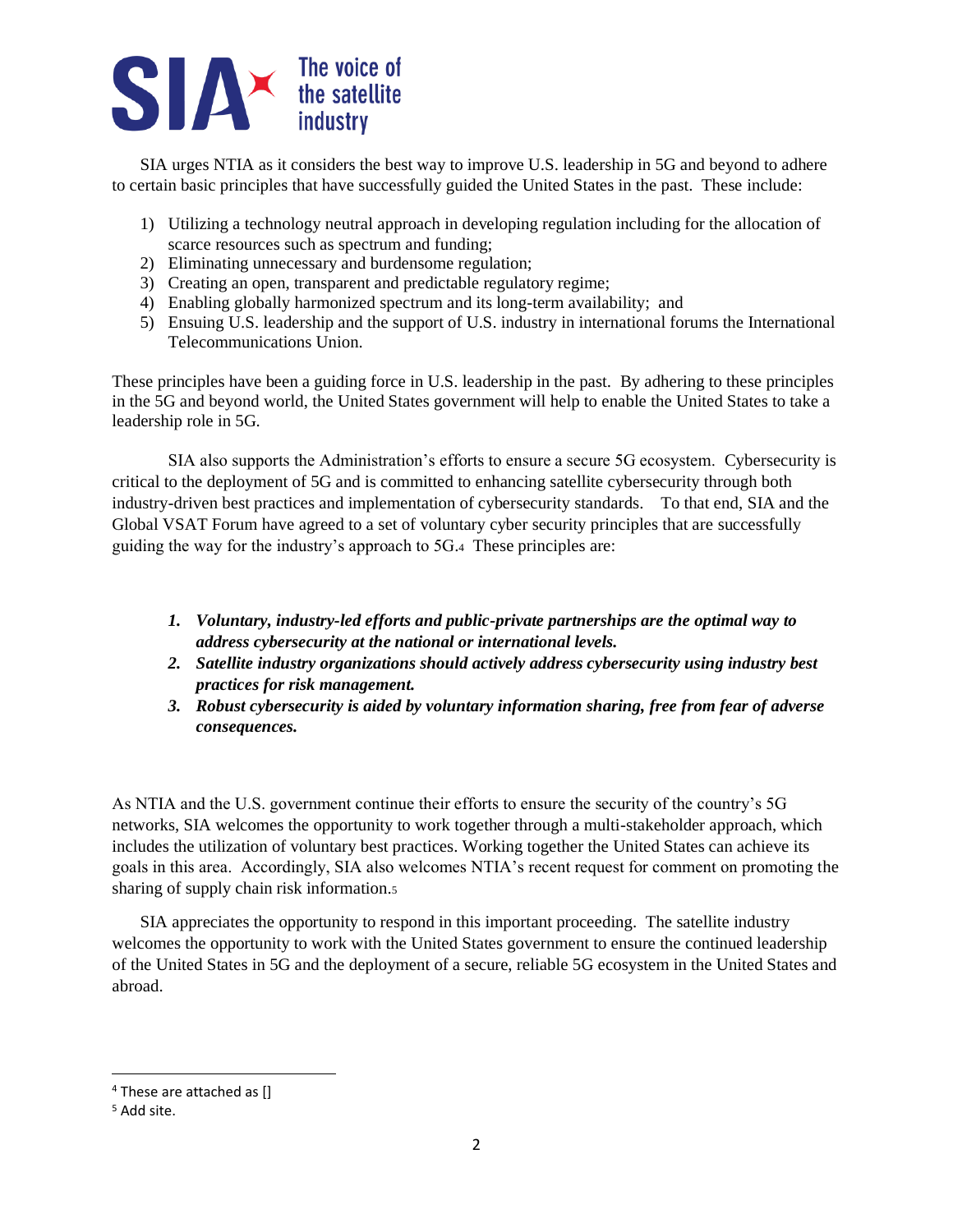SIA urges NTIA as it considers the best way to improve U.S. leadership in 5G and beyond to adhere to certain basic principles that have successfully guided the United States in the past. These include:

1) Utilizing a technology neutral approach in developing regulation including for the allocation of scarce resources such as spectrum and funding;
2) Eliminating unnecessary and burdensome regulation;
3) Creating an open, transparent and predictable regulatory regime;
4) Enabling globally harmonized spectrum and its long-term availability; and
5) Ensuring U.S. leadership and the support of U.S. industry in international forums the International Telecommunications Union.

These principles have been a guiding force in U.S. leadership in the past. By adhering to these principles in the 5G and beyond world, the United States government will help to enable the United States to take a leadership role in 5G.

SIA also supports the Administration's efforts to ensure a secure 5G ecosystem. Cybersecurity is critical to the deployment of 5G and is committed to enhancing satellite cybersecurity through both industry-driven best practices and implementation of cybersecurity standards. To that end, SIA and the Global VSAT Forum have agreed to a set of voluntary cyber security principles that are successfully guiding the way for the industry's approach to 5G.[4] These principles are:

1. ***Voluntary, industry-led efforts and public-private partnerships are the optimal way to address cybersecurity at the national or international levels.***
2. ***Satellite industry organizations should actively address cybersecurity using industry best practices for risk management.***
3. ***Robust cybersecurity is aided by voluntary information sharing, free from fear of adverse consequences.***

As NTIA and the U.S. government continue their efforts to ensure the security of the country's 5G networks, SIA welcomes the opportunity to work together through a multi-stakeholder approach, which includes the utilization of voluntary best practices. Working together the United States can achieve its goals in this area. Accordingly, SIA also welcomes NTIA's recent request for comment on promoting the sharing of supply chain risk information.[5]

SIA appreciates the opportunity to respond in this important proceeding. The satellite industry welcomes the opportunity to work with the United States government to ensure the continued leadership of the United States in 5G and the deployment of a secure, reliable 5G ecosystem in the United States and abroad.

---

[4] These are attached as []

[5] Add site.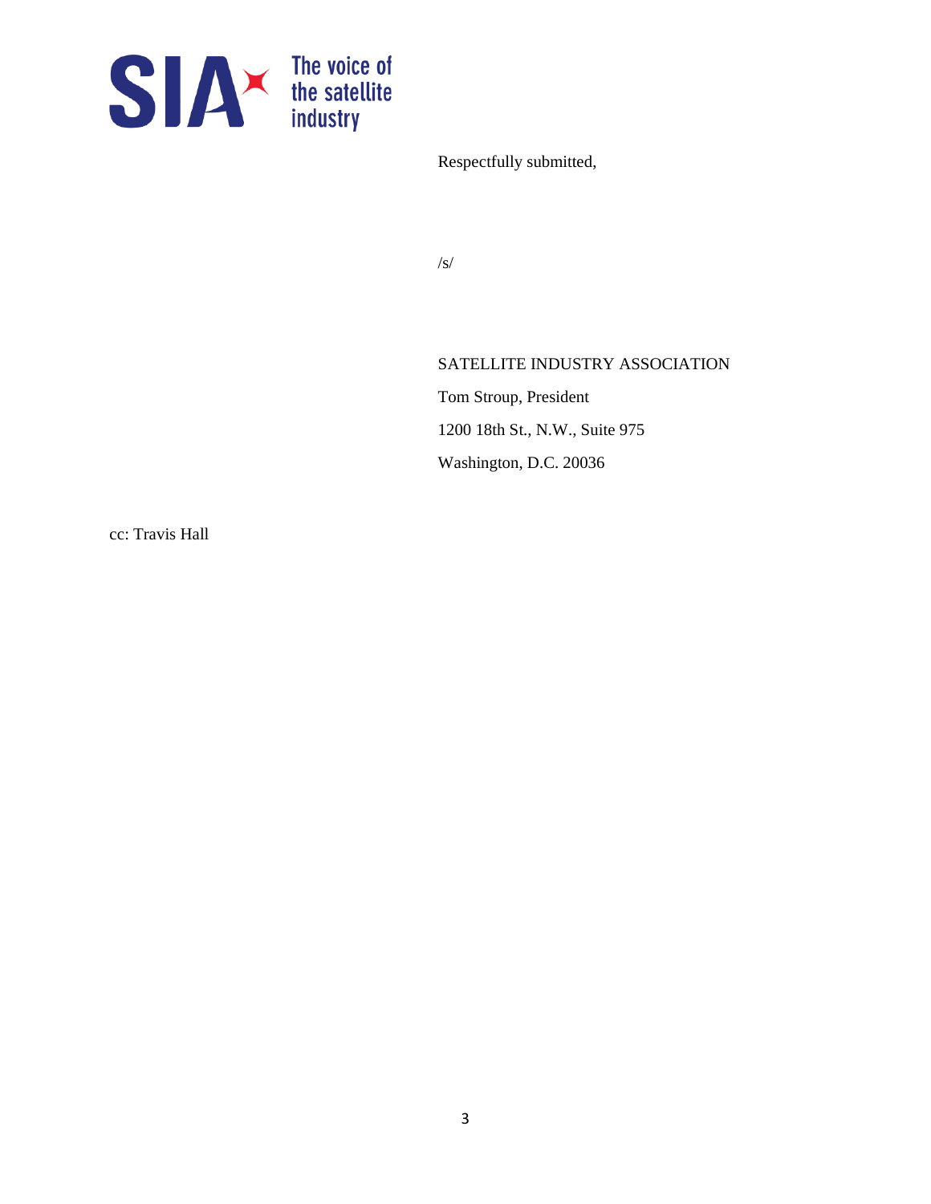Respectfully submitted,

/s/

SATELLITE INDUSTRY ASSOCIATION

Tom Stroup, President

1200 18th St., N.W., Suite 975

Washington, D.C. 20036

cc: Travis Hall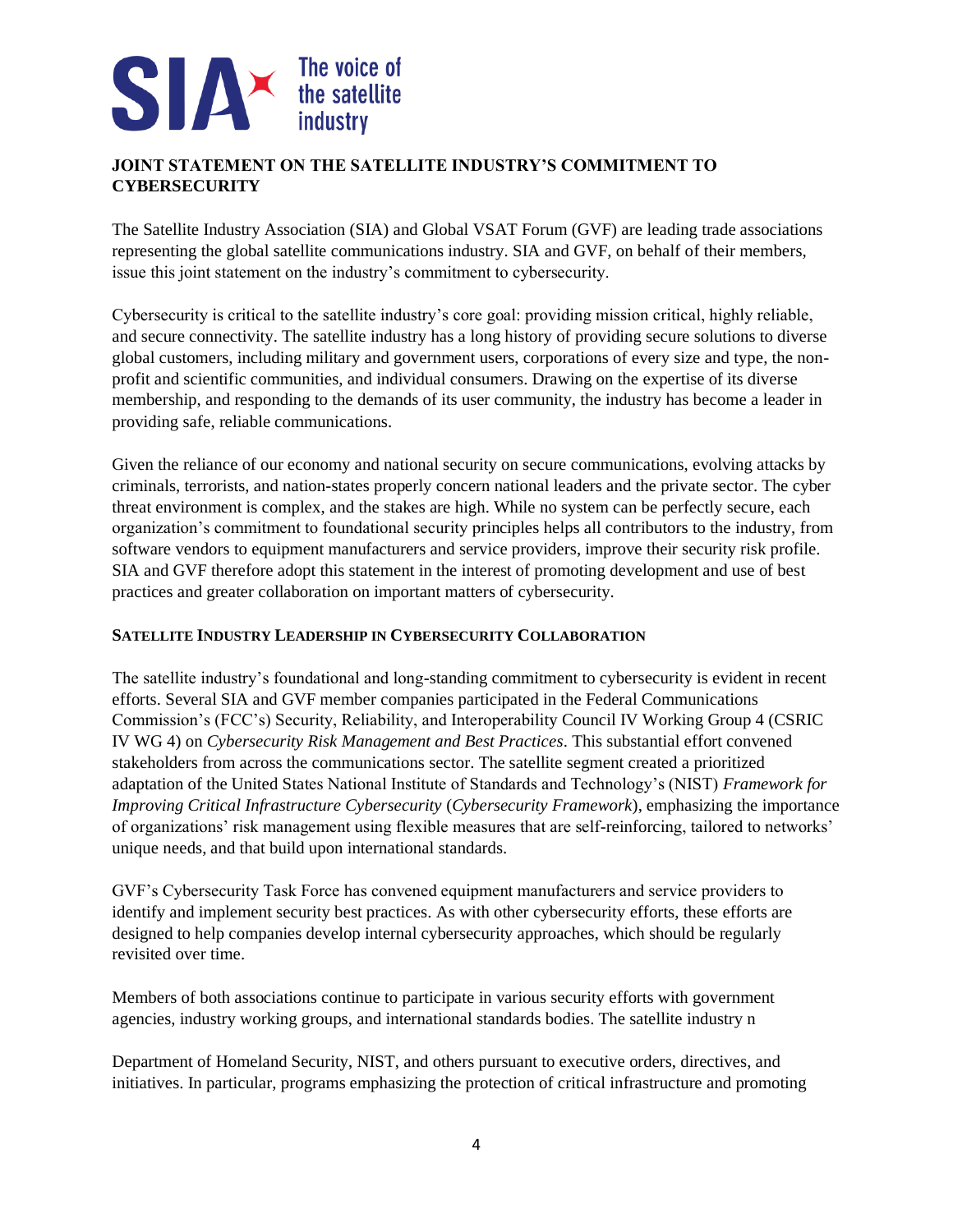**JOINT STATEMENT ON THE SATELLITE INDUSTRY'S COMMITMENT TO CYBERSECURITY**

The Satellite Industry Association (SIA) and Global VSAT Forum (GVF) are leading trade associations representing the global satellite communications industry. SIA and GVF, on behalf of their members, issue this joint statement on the industry's commitment to cybersecurity.

Cybersecurity is critical to the satellite industry's core goal: providing mission critical, highly reliable, and secure connectivity. The satellite industry has a long history of providing secure solutions to diverse global customers, including military and government users, corporations of every size and type, the non-profit and scientific communities, and individual consumers. Drawing on the expertise of its diverse membership, and responding to the demands of its user community, the industry has become a leader in providing safe, reliable communications.

Given the reliance of our economy and national security on secure communications, evolving attacks by criminals, terrorists, and nation-states properly concern national leaders and the private sector. The cyber threat environment is complex, and the stakes are high. While no system can be perfectly secure, each organization's commitment to foundational security principles helps all contributors to the industry, from software vendors to equipment manufacturers and service providers, improve their security risk profile. SIA and GVF therefore adopt this statement in the interest of promoting development and use of best practices and greater collaboration on important matters of cybersecurity.

**SATELLITE INDUSTRY LEADERSHIP IN CYBERSECURITY COLLABORATION**

The satellite industry's foundational and long-standing commitment to cybersecurity is evident in recent efforts. Several SIA and GVF member companies participated in the Federal Communications Commission's (FCC's) Security, Reliability, and Interoperability Council IV Working Group 4 (CSRIC IV WG 4) on *Cybersecurity Risk Management and Best Practices*. This substantial effort convened stakeholders from across the communications sector. The satellite segment created a prioritized adaptation of the United States National Institute of Standards and Technology's (NIST) *Framework for Improving Critical Infrastructure Cybersecurity* (*Cybersecurity Framework*), emphasizing the importance of organizations' risk management using flexible measures that are self-reinforcing, tailored to networks' unique needs, and that build upon international standards.

GVF's Cybersecurity Task Force has convened equipment manufacturers and service providers to identify and implement security best practices. As with other cybersecurity efforts, these efforts are designed to help companies develop internal cybersecurity approaches, which should be regularly revisited over time.

Members of both associations continue to participate in various security efforts with government agencies, industry working groups, and international standards bodies. The satellite industry n

Department of Homeland Security, NIST, and others pursuant to executive orders, directives, and initiatives. In particular, programs emphasizing the protection of critical infrastructure and promoting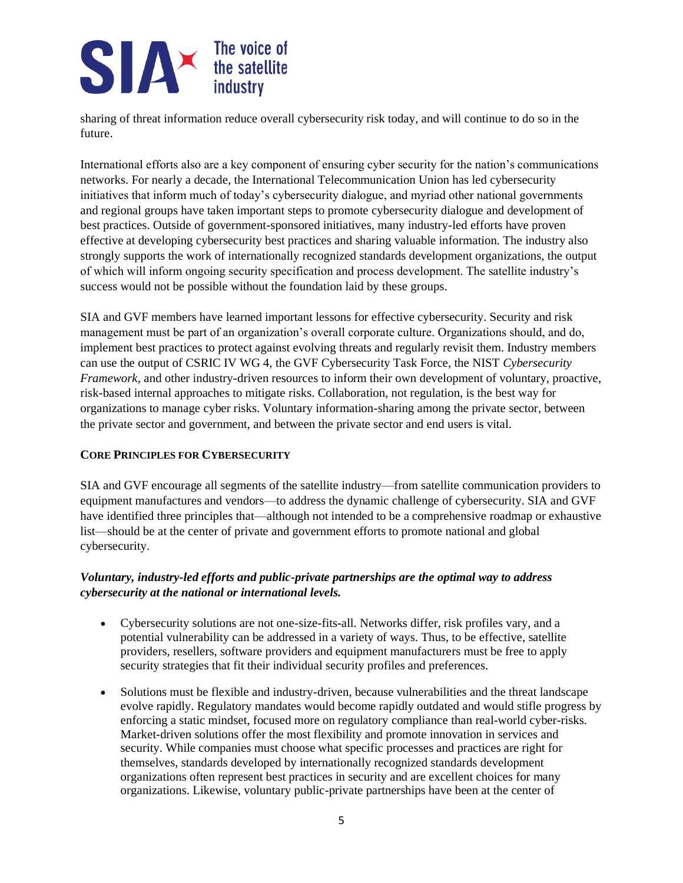sharing of threat information reduce overall cybersecurity risk today, and will continue to do so in the future.

International efforts also are a key component of ensuring cyber security for the nation's communications networks. For nearly a decade, the International Telecommunication Union has led cybersecurity initiatives that inform much of today's cybersecurity dialogue, and myriad other national governments and regional groups have taken important steps to promote cybersecurity dialogue and development of best practices. Outside of government-sponsored initiatives, many industry-led efforts have proven effective at developing cybersecurity best practices and sharing valuable information. The industry also strongly supports the work of internationally recognized standards development organizations, the output of which will inform ongoing security specification and process development. The satellite industry's success would not be possible without the foundation laid by these groups.

SIA and GVF members have learned important lessons for effective cybersecurity. Security and risk management must be part of an organization's overall corporate culture. Organizations should, and do, implement best practices to protect against evolving threats and regularly revisit them. Industry members can use the output of CSRIC IV WG 4, the GVF Cybersecurity Task Force, the NIST *Cybersecurity Framework*, and other industry-driven resources to inform their own development of voluntary, proactive, risk-based internal approaches to mitigate risks. Collaboration, not regulation, is the best way for organizations to manage cyber risks. Voluntary information-sharing among the private sector, between the private sector and government, and between the private sector and end users is vital.

## CORE PRINCIPLES FOR CYBERSECURITY

SIA and GVF encourage all segments of the satellite industry—from satellite communication providers to equipment manufactures and vendors—to address the dynamic challenge of cybersecurity. SIA and GVF have identified three principles that—although not intended to be a comprehensive roadmap or exhaustive list—should be at the center of private and government efforts to promote national and global cybersecurity.

***Voluntary, industry-led efforts and public-private partnerships are the optimal way to address cybersecurity at the national or international levels.***

- Cybersecurity solutions are not one-size-fits-all. Networks differ, risk profiles vary, and a potential vulnerability can be addressed in a variety of ways. Thus, to be effective, satellite providers, resellers, software providers and equipment manufacturers must be free to apply security strategies that fit their individual security profiles and preferences.

- Solutions must be flexible and industry-driven, because vulnerabilities and the threat landscape evolve rapidly. Regulatory mandates would become rapidly outdated and would stifle progress by enforcing a static mindset, focused more on regulatory compliance than real-world cyber-risks. Market-driven solutions offer the most flexibility and promote innovation in services and security. While companies must choose what specific processes and practices are right for themselves, standards developed by internationally recognized standards development organizations often represent best practices in security and are excellent choices for many organizations. Likewise, voluntary public-private partnerships have been at the center of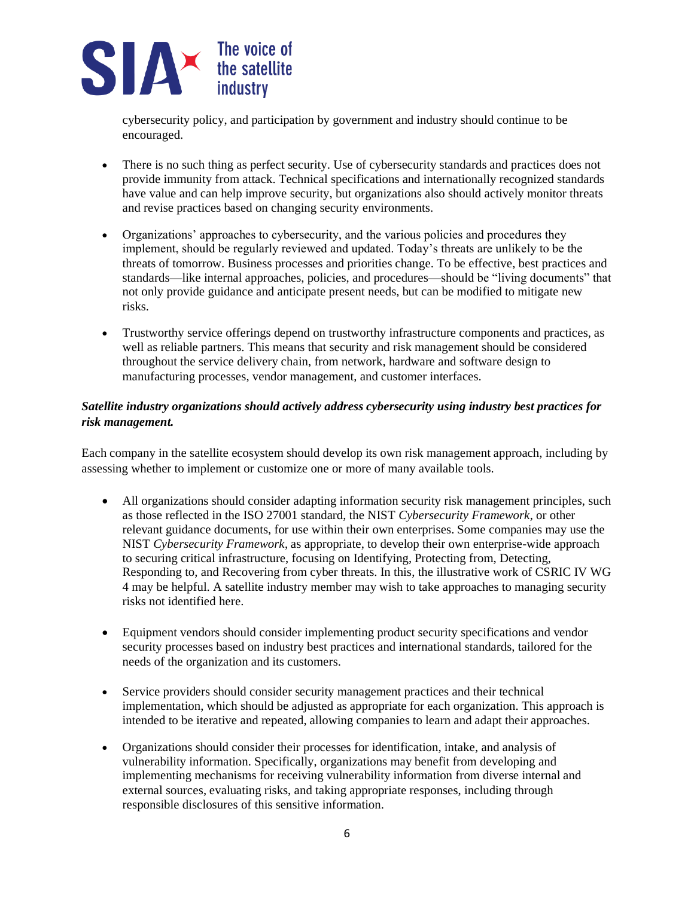cybersecurity policy, and participation by government and industry should continue to be encouraged.

- There is no such thing as perfect security. Use of cybersecurity standards and practices does not provide immunity from attack. Technical specifications and internationally recognized standards have value and can help improve security, but organizations also should actively monitor threats and revise practices based on changing security environments.

- Organizations' approaches to cybersecurity, and the various policies and procedures they implement, should be regularly reviewed and updated. Today's threats are unlikely to be the threats of tomorrow. Business processes and priorities change. To be effective, best practices and standards—like internal approaches, policies, and procedures—should be "living documents" that not only provide guidance and anticipate present needs, but can be modified to mitigate new risks.

- Trustworthy service offerings depend on trustworthy infrastructure components and practices, as well as reliable partners. This means that security and risk management should be considered throughout the service delivery chain, from network, hardware and software design to manufacturing processes, vendor management, and customer interfaces.

***Satellite industry organizations should actively address cybersecurity using industry best practices for risk management.***

Each company in the satellite ecosystem should develop its own risk management approach, including by assessing whether to implement or customize one or more of many available tools.

- All organizations should consider adapting information security risk management principles, such as those reflected in the ISO 27001 standard, the NIST *Cybersecurity Framework*, or other relevant guidance documents, for use within their own enterprises. Some companies may use the NIST *Cybersecurity Framework*, as appropriate, to develop their own enterprise-wide approach to securing critical infrastructure, focusing on Identifying, Protecting from, Detecting, Responding to, and Recovering from cyber threats. In this, the illustrative work of CSRIC IV WG 4 may be helpful. A satellite industry member may wish to take approaches to managing security risks not identified here.

- Equipment vendors should consider implementing product security specifications and vendor security processes based on industry best practices and international standards, tailored for the needs of the organization and its customers.

- Service providers should consider security management practices and their technical implementation, which should be adjusted as appropriate for each organization. This approach is intended to be iterative and repeated, allowing companies to learn and adapt their approaches.

- Organizations should consider their processes for identification, intake, and analysis of vulnerability information. Specifically, organizations may benefit from developing and implementing mechanisms for receiving vulnerability information from diverse internal and external sources, evaluating risks, and taking appropriate responses, including through responsible disclosures of this sensitive information.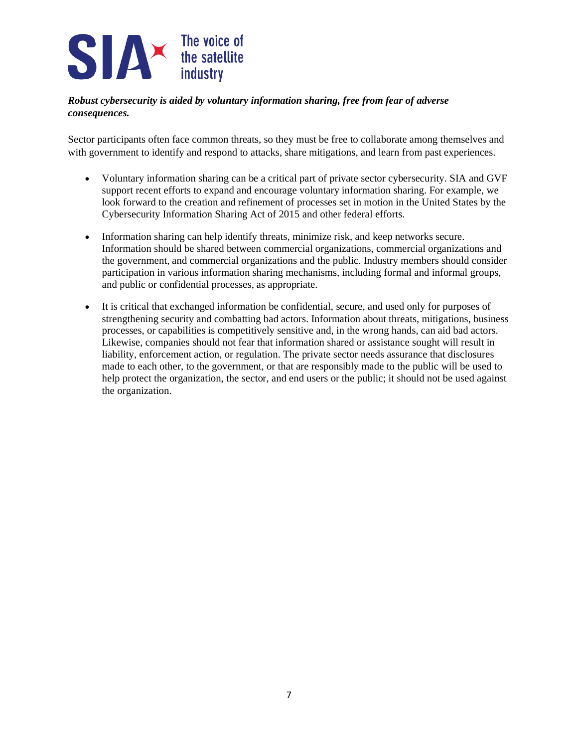***Robust cybersecurity is aided by voluntary information sharing, free from fear of adverse consequences.***

Sector participants often face common threats, so they must be free to collaborate among themselves and with government to identify and respond to attacks, share mitigations, and learn from past experiences.

- Voluntary information sharing can be a critical part of private sector cybersecurity. SIA and GVF support recent efforts to expand and encourage voluntary information sharing. For example, we look forward to the creation and refinement of processes set in motion in the United States by the Cybersecurity Information Sharing Act of 2015 and other federal efforts.

- Information sharing can help identify threats, minimize risk, and keep networks secure. Information should be shared between commercial organizations, commercial organizations and the government, and commercial organizations and the public. Industry members should consider participation in various information sharing mechanisms, including formal and informal groups, and public or confidential processes, as appropriate.

- It is critical that exchanged information be confidential, secure, and used only for purposes of strengthening security and combatting bad actors. Information about threats, mitigations, business processes, or capabilities is competitively sensitive and, in the wrong hands, can aid bad actors. Likewise, companies should not fear that information shared or assistance sought will result in liability, enforcement action, or regulation. The private sector needs assurance that disclosures made to each other, to the government, or that are responsibly made to the public will be used to help protect the organization, the sector, and end users or the public; it should not be used against the organization.